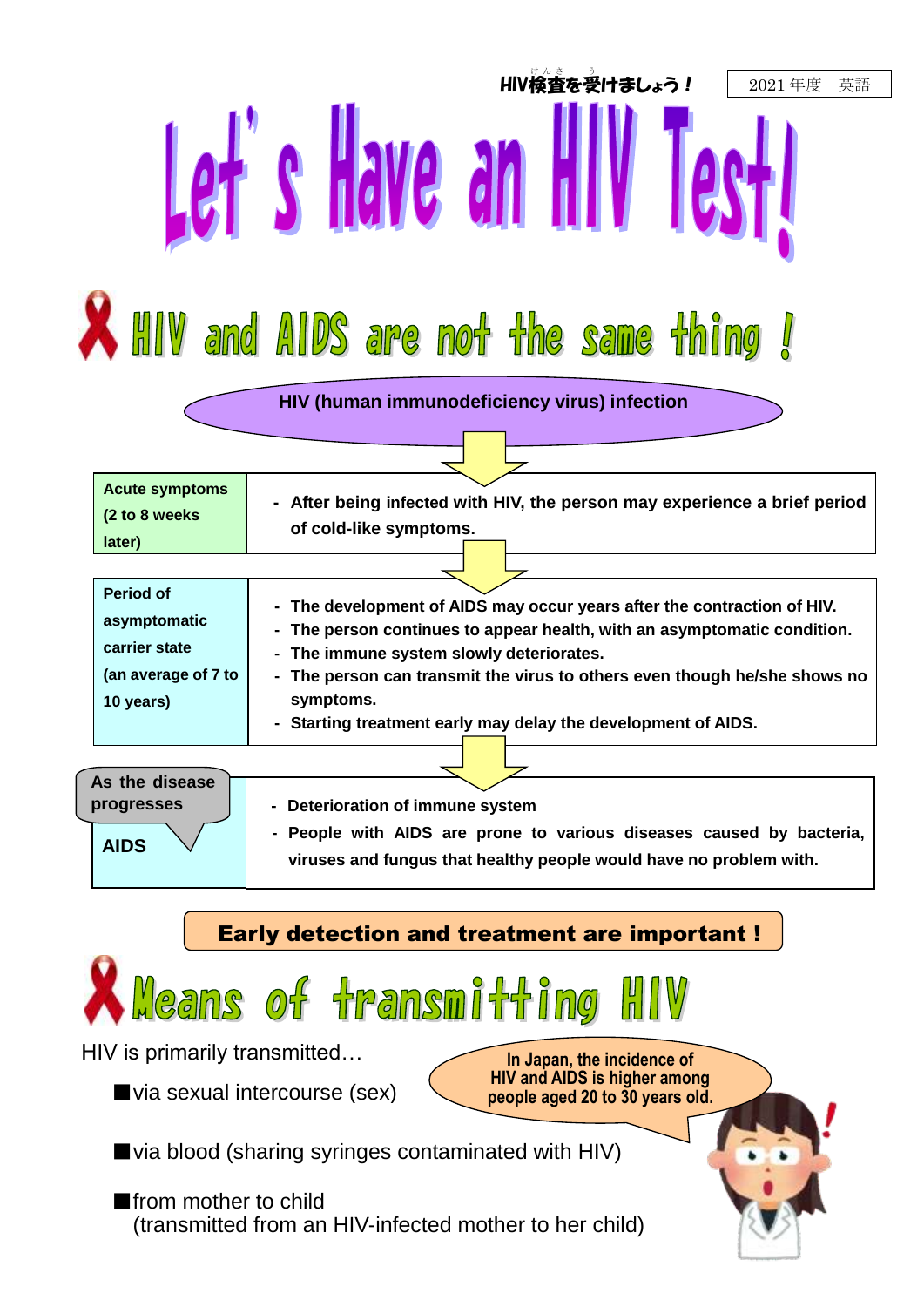HIV検査を受けましょう！ 2021年度　英語

# Let's Have an HIV Test!

## HIV and AIDS are not the same thing !

**HIV (human immunodeficiency virus) infection**

| Stage | Description |
|---|---|
| Acute symptoms (2 to 8 weeks later) | - After being infected with HIV, the person may experience a brief period of cold-like symptoms. |
| Period of asymptomatic carrier state (an average of 7 to 10 years) | - The development of AIDS may occur years after the contraction of HIV.<br>- The person continues to appear health, with an asymptomatic condition.<br>- The immune system slowly deteriorates.<br>- The person can transmit the virus to others even though he/she shows no symptoms.<br>- Starting treatment early may delay the development of AIDS. |
| As the disease progresses<br>AIDS | - Deterioration of immune system<br>- People with AIDS are prone to various diseases caused by bacteria, viruses and fungus that healthy people would have no problem with. |

**Early detection and treatment are important !**

## Means of transmitting HIV

HIV is primarily transmitted…

- ■via sexual intercourse (sex)
- ■via blood (sharing syringes contaminated with HIV)
- ■from mother to child
  (transmitted from an HIV-infected mother to her child)

In Japan, the incidence of HIV and AIDS is higher among people aged 20 to 30 years old.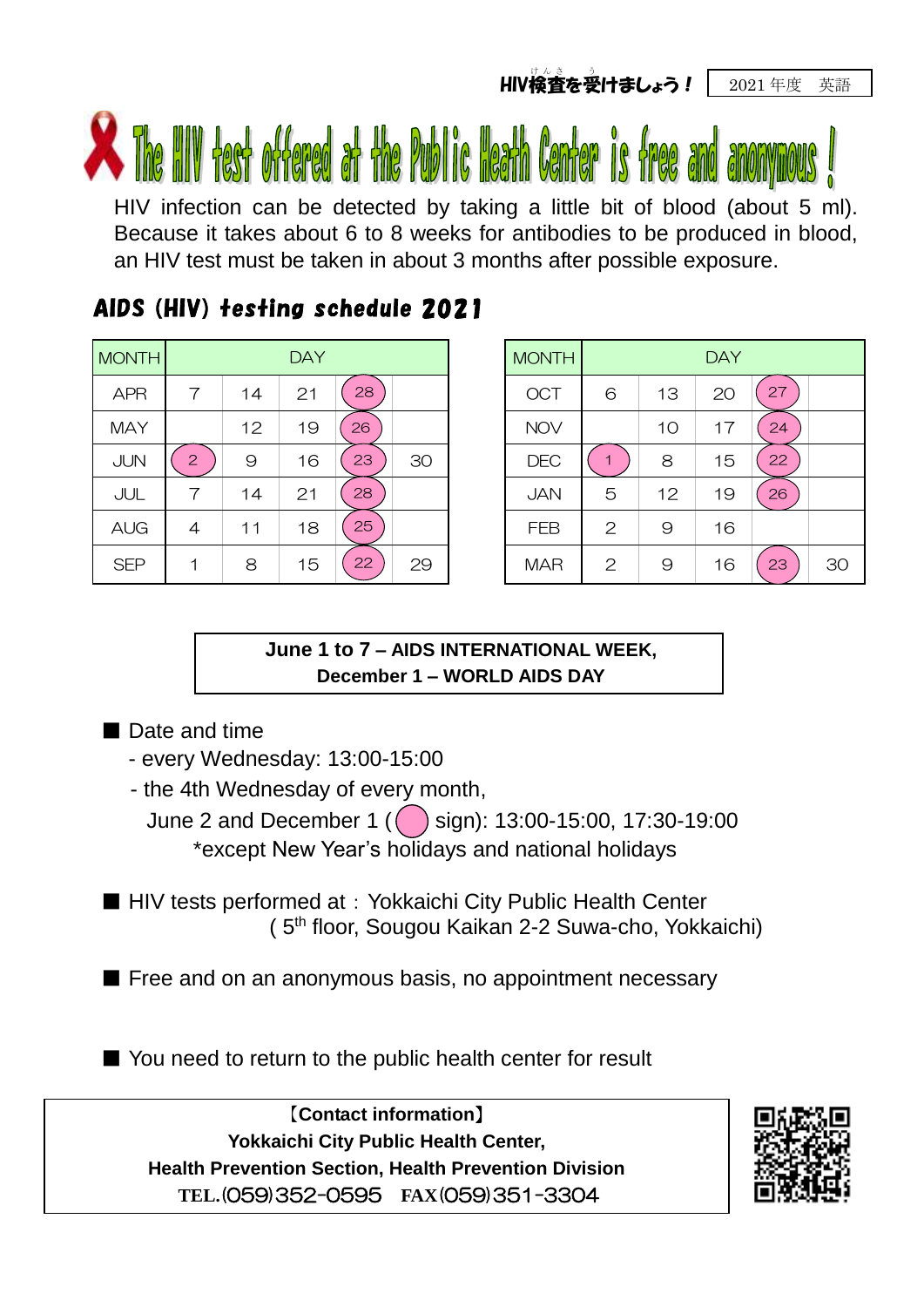HIV検査を受けましょう！ 2021 年度　英語

# The HIV test offered at the Public Health Center is free and anonymous !

HIV infection can be detected by taking a little bit of blood (about 5 ml). Because it takes about 6 to 8 weeks for antibodies to be produced in blood, an HIV test must be taken in about 3 months after possible exposure.

## AIDS (HIV) testing schedule 2021

| MONTH | DAY | | | | |
|---|---|---|---|---|---|
| APR | 7 | 14 | 21 | 28 | |
| MAY | | 12 | 19 | 26 | |
| JUN | 2 | 9 | 16 | 23 | 30 |
| JUL | 7 | 14 | 21 | 28 | |
| AUG | 4 | 11 | 18 | 25 | |
| SEP | 1 | 8 | 15 | 22 | 29 |

| MONTH | DAY | | | | |
|---|---|---|---|---|---|
| OCT | 6 | 13 | 20 | 27 | |
| NOV | | 10 | 17 | 24 | |
| DEC | 1 | 8 | 15 | 22 | |
| JAN | 5 | 12 | 19 | 26 | |
| FEB | 2 | 9 | 16 | | |
| MAR | 2 | 9 | 16 | 23 | 30 |

**June 1 to 7 – AIDS INTERNATIONAL WEEK,**
**December 1 – WORLD AIDS DAY**

■ Date and time
- every Wednesday: 13:00-15:00
- the 4th Wednesday of every month,
  June 2 and December 1 ( ◯ sign): 13:00-15:00, 17:30-19:00
  *except New Year's holidays and national holidays

■ HIV tests performed at：Yokkaichi City Public Health Center
( 5th floor, Sougou Kaikan 2-2 Suwa-cho, Yokkaichi)

■ Free and on an anonymous basis, no appointment necessary

■ You need to return to the public health center for result

**【Contact information】**
**Yokkaichi City Public Health Center,**
**Health Prevention Section, Health Prevention Division**
**TEL.(059)352-0595 FAX(059)351-3304**